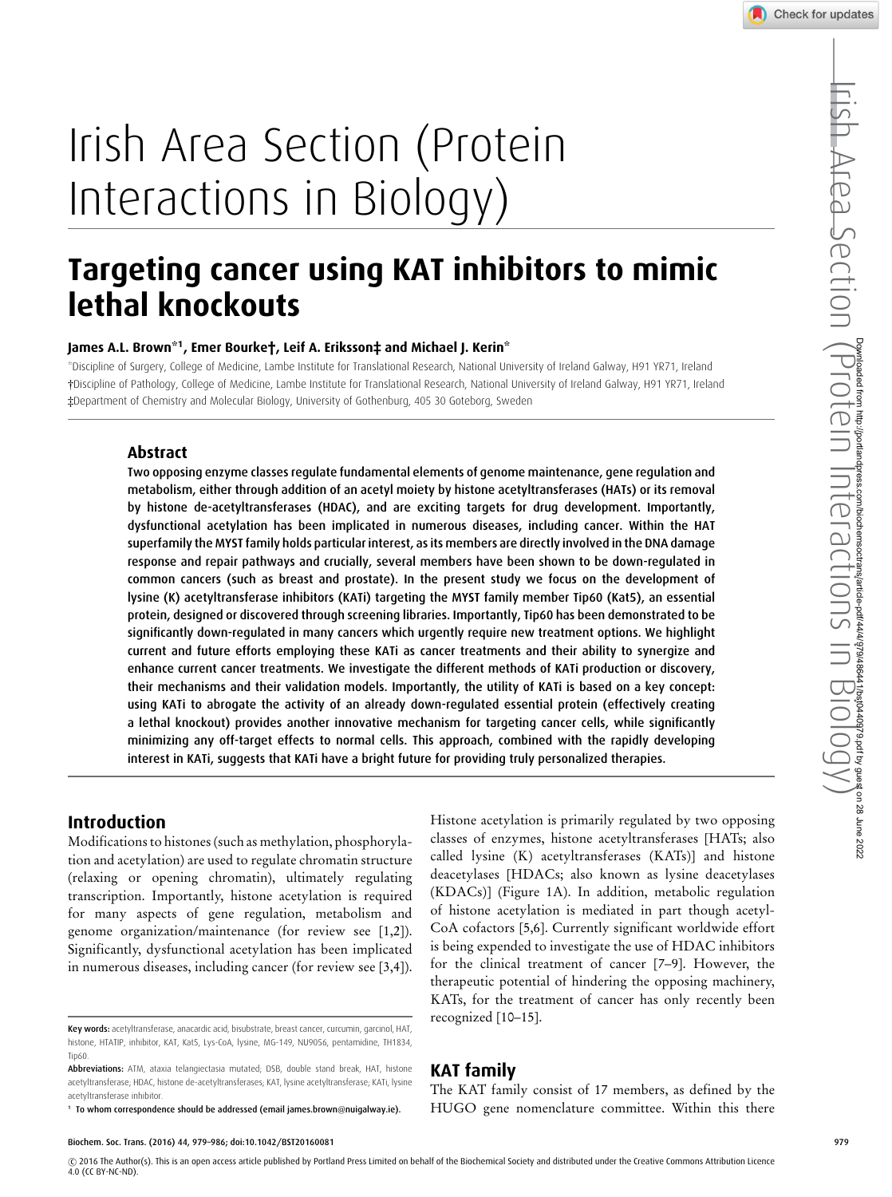# Irish Area Section (Protein Interactions in Biology)

## Targeting cancer using KAT inhibitors to mimic lethal knockouts

**James A.L. Brown*[1], Emer Bourke†, Leif A. Eriksson‡ and Michael J. Kerin***

*Discipline of Surgery, College of Medicine, Lambe Institute for Translational Research, National University of Ireland Galway, H91 YR71, Ireland
†Discipline of Pathology, College of Medicine, Lambe Institute for Translational Research, National University of Ireland Galway, H91 YR71, Ireland
‡Department of Chemistry and Molecular Biology, University of Gothenburg, 405 30 Goteborg, Sweden

### Abstract

**Two opposing enzyme classes regulate fundamental elements of genome maintenance, gene regulation and metabolism, either through addition of an acetyl moiety by histone acetyltransferases (HATs) or its removal by histone de-acetyltransferases (HDAC), and are exciting targets for drug development. Importantly, dysfunctional acetylation has been implicated in numerous diseases, including cancer. Within the HAT superfamily the MYST family holds particular interest, as its members are directly involved in the DNA damage response and repair pathways and crucially, several members have been shown to be down-regulated in common cancers (such as breast and prostate). In the present study we focus on the development of lysine (K) acetyltransferase inhibitors (KATi) targeting the MYST family member Tip60 (Kat5), an essential protein, designed or discovered through screening libraries. Importantly, Tip60 has been demonstrated to be significantly down-regulated in many cancers which urgently require new treatment options. We highlight current and future efforts employing these KATi as cancer treatments and their ability to synergize and enhance current cancer treatments. We investigate the different methods of KATi production or discovery, their mechanisms and their validation models. Importantly, the utility of KATi is based on a key concept: using KATi to abrogate the activity of an already down-regulated essential protein (effectively creating a lethal knockout) provides another innovative mechanism for targeting cancer cells, while significantly minimizing any off-target effects to normal cells. This approach, combined with the rapidly developing interest in KATi, suggests that KATi have a bright future for providing truly personalized therapies.**

### Introduction

Modifications to histones (such as methylation, phosphorylation and acetylation) are used to regulate chromatin structure (relaxing or opening chromatin), ultimately regulating transcription. Importantly, histone acetylation is required for many aspects of gene regulation, metabolism and genome organization/maintenance (for review see [1,2]). Significantly, dysfunctional acetylation has been implicated in numerous diseases, including cancer (for review see [3,4]).

Histone acetylation is primarily regulated by two opposing classes of enzymes, histone acetyltransferases [HATs; also called lysine (K) acetyltransferases (KATs)] and histone deacetylases [HDACs; also known as lysine deacetylases (KDACs)] (Figure 1A). In addition, metabolic regulation of histone acetylation is mediated in part though acetyl-CoA cofactors [5,6]. Currently significant worldwide effort is being expended to investigate the use of HDAC inhibitors for the clinical treatment of cancer [7–9]. However, the therapeutic potential of hindering the opposing machinery, KATs, for the treatment of cancer has only recently been recognized [10–15].

### KAT family

The KAT family consist of 17 members, as defined by the HUGO gene nomenclature committee. Within this there

**Key words:** acetyltransferase, anacardic acid, bisubstrate, breast cancer, curcumin, garcinol, HAT, histone, HTATIP, inhibitor, KAT, Kat5, Lys-CoA, lysine, MG-149, NU9056, pentamidine, TH1834, Tip60.

**Abbreviations:** ATM, ataxia telangiectasia mutated; DSB, double stand break; HAT, histone acetyltransferase; HDAC, histone de-acetyltransferases; KAT, lysine acetyltransferase; KATi, lysine acetyltransferase inhibitor.

[1] To whom correspondence should be addressed (email james.brown@nuigalway.ie).

© 2016 The Author(s). This is an open access article published by Portland Press Limited on behalf of the Biochemical Society and distributed under the Creative Commons Attribution Licence 4.0 (CC BY-NC-ND).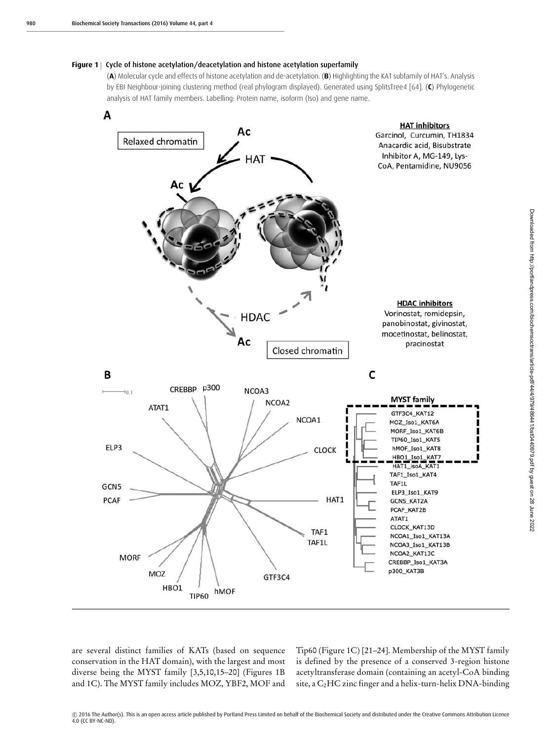**Figure 1 | Cycle of histone acetylation/deacetylation and histone acetylation superfamily**

(**A**) Molecular cycle and effects of histone acetylation and de-acetylation. (**B**) Highlighting the KAT subfamily of HAT's. Analysis by EBI Neighbour-joining clustering method (real phylogram displayed). Generated using SplitsTree4 [64]. (**C**) Phylogenetic analysis of HAT family members. Labelling: Protein name, isoform (Iso) and gene name.

are several distinct families of KATs (based on sequence conservation in the HAT domain), with the largest and most diverse being the MYST family [3,5,10,15–20] (Figures 1B and 1C). The MYST family includes MOZ, YBF2, MOF and Tip60 (Figure 1C) [21–24]. Membership of the MYST family is defined by the presence of a conserved 3-region histone acetyltransferase domain (containing an acetyl-CoA binding site, a $C_2HC$ zinc finger and a helix-turn-helix DNA-binding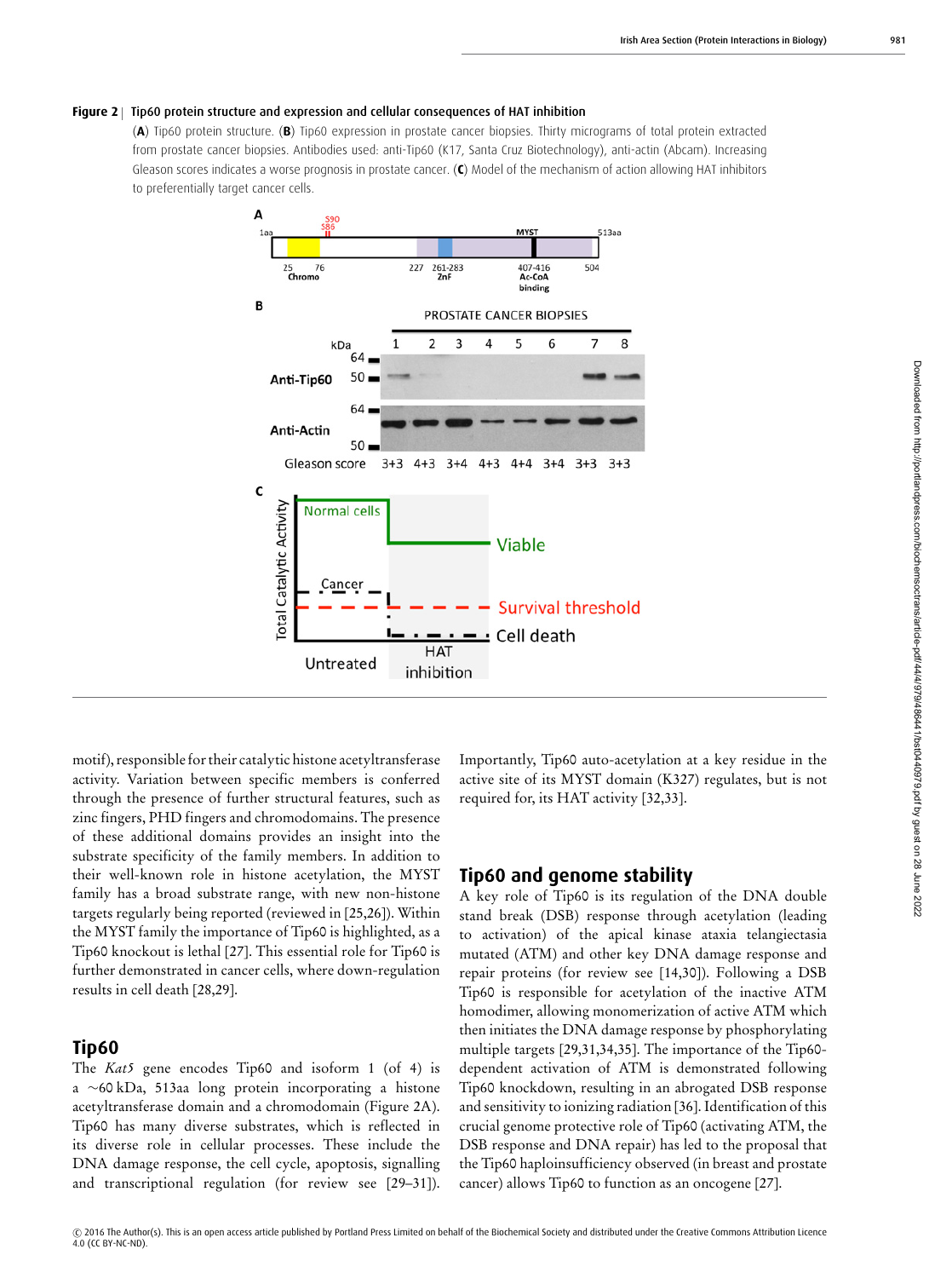**Figure 2 | Tip60 protein structure and expression and cellular consequences of HAT inhibition**

(**A**) Tip60 protein structure. (**B**) Tip60 expression in prostate cancer biopsies. Thirty micrograms of total protein extracted from prostate cancer biopsies. Antibodies used: anti-Tip60 (K17, Santa Cruz Biotechnology), anti-actin (Abcam). Increasing Gleason scores indicates a worse prognosis in prostate cancer. (**C**) Model of the mechanism of action allowing HAT inhibitors to preferentially target cancer cells.

motif), responsible for their catalytic histone acetyltransferase activity. Variation between specific members is conferred through the presence of further structural features, such as zinc fingers, PHD fingers and chromodomains. The presence of these additional domains provides an insight into the substrate specificity of the family members. In addition to their well-known role in histone acetylation, the MYST family has a broad substrate range, with new non-histone targets regularly being reported (reviewed in [25,26]). Within the MYST family the importance of Tip60 is highlighted, as a Tip60 knockout is lethal [27]. This essential role for Tip60 is further demonstrated in cancer cells, where down-regulation results in cell death [28,29].

## Tip60

The *Kat5* gene encodes Tip60 and isoform 1 (of 4) is a ~60 kDa, 513aa long protein incorporating a histone acetyltransferase domain and a chromodomain (Figure 2A). Tip60 has many diverse substrates, which is reflected in its diverse role in cellular processes. These include the DNA damage response, the cell cycle, apoptosis, signalling and transcriptional regulation (for review see [29–31]). Importantly, Tip60 auto-acetylation at a key residue in the active site of its MYST domain (K327) regulates, but is not required for, its HAT activity [32,33].

## Tip60 and genome stability

A key role of Tip60 is its regulation of the DNA double stand break (DSB) response through acetylation (leading to activation) of the apical kinase ataxia telangiectasia mutated (ATM) and other key DNA damage response and repair proteins (for review see [14,30]). Following a DSB Tip60 is responsible for acetylation of the inactive ATM homodimer, allowing monomerization of active ATM which then initiates the DNA damage response by phosphorylating multiple targets [29,31,34,35]. The importance of the Tip60-dependent activation of ATM is demonstrated following Tip60 knockdown, resulting in an abrogated DSB response and sensitivity to ionizing radiation [36]. Identification of this crucial genome protective role of Tip60 (activating ATM, the DSB response and DNA repair) has led to the proposal that the Tip60 haploinsufficiency observed (in breast and prostate cancer) allows Tip60 to function as an oncogene [27].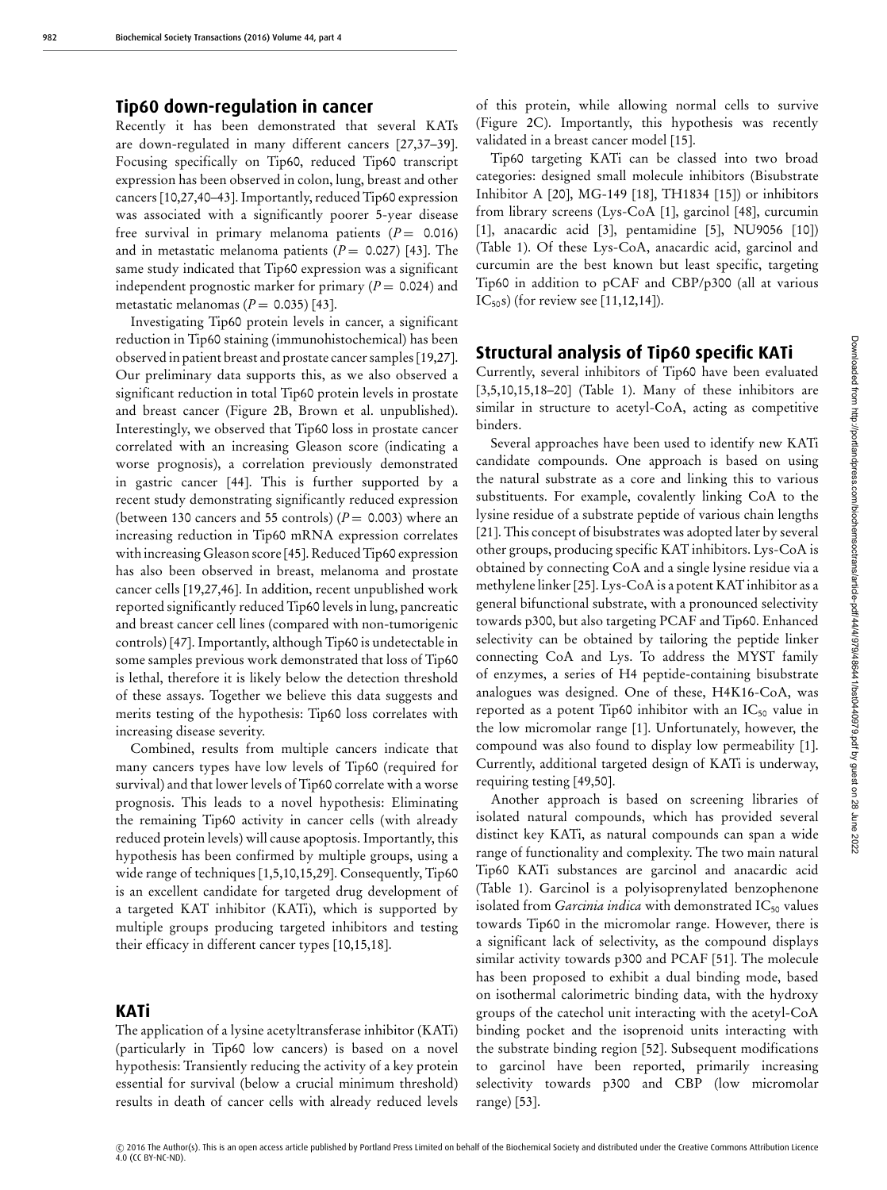## Tip60 down-regulation in cancer

Recently it has been demonstrated that several KATs are down-regulated in many different cancers [27,37–39]. Focusing specifically on Tip60, reduced Tip60 transcript expression has been observed in colon, lung, breast and other cancers [10,27,40–43]. Importantly, reduced Tip60 expression was associated with a significantly poorer 5-year disease free survival in primary melanoma patients ($P = 0.016$) and in metastatic melanoma patients ($P = 0.027$) [43]. The same study indicated that Tip60 expression was a significant independent prognostic marker for primary ($P = 0.024$) and metastatic melanomas ($P = 0.035$) [43].

Investigating Tip60 protein levels in cancer, a significant reduction in Tip60 staining (immunohistochemical) has been observed in patient breast and prostate cancer samples [19,27]. Our preliminary data supports this, as we also observed a significant reduction in total Tip60 protein levels in prostate and breast cancer (Figure 2B, Brown et al. unpublished). Interestingly, we observed that Tip60 loss in prostate cancer correlated with an increasing Gleason score (indicating a worse prognosis), a correlation previously demonstrated in gastric cancer [44]. This is further supported by a recent study demonstrating significantly reduced expression (between 130 cancers and 55 controls) ($P = 0.003$) where an increasing reduction in Tip60 mRNA expression correlates with increasing Gleason score [45]. Reduced Tip60 expression has also been observed in breast, melanoma and prostate cancer cells [19,27,46]. In addition, recent unpublished work reported significantly reduced Tip60 levels in lung, pancreatic and breast cancer cell lines (compared with non-tumorigenic controls) [47]. Importantly, although Tip60 is undetectable in some samples previous work demonstrated that loss of Tip60 is lethal, therefore it is likely below the detection threshold of these assays. Together we believe this data suggests and merits testing of the hypothesis: Tip60 loss correlates with increasing disease severity.

Combined, results from multiple cancers indicate that many cancers types have low levels of Tip60 (required for survival) and that lower levels of Tip60 correlate with a worse prognosis. This leads to a novel hypothesis: Eliminating the remaining Tip60 activity in cancer cells (with already reduced protein levels) will cause apoptosis. Importantly, this hypothesis has been confirmed by multiple groups, using a wide range of techniques [1,5,10,15,29]. Consequently, Tip60 is an excellent candidate for targeted drug development of a targeted KAT inhibitor (KATi), which is supported by multiple groups producing targeted inhibitors and testing their efficacy in different cancer types [10,15,18].

## KATi

The application of a lysine acetyltransferase inhibitor (KATi) (particularly in Tip60 low cancers) is based on a novel hypothesis: Transiently reducing the activity of a key protein essential for survival (below a crucial minimum threshold) results in death of cancer cells with already reduced levels of this protein, while allowing normal cells to survive (Figure 2C). Importantly, this hypothesis was recently validated in a breast cancer model [15].

Tip60 targeting KATi can be classed into two broad categories: designed small molecule inhibitors (Bisubstrate Inhibitor A [20], MG-149 [18], TH1834 [15]) or inhibitors from library screens (Lys-CoA [1], garcinol [48], curcumin [1], anacardic acid [3], pentamidine [5], NU9056 [10]) (Table 1). Of these Lys-CoA, anacardic acid, garcinol and curcumin are the best known but least specific, targeting Tip60 in addition to pCAF and CBP/p300 (all at various $IC_{50}$s) (for review see [11,12,14]).

## Structural analysis of Tip60 specific KATi

Currently, several inhibitors of Tip60 have been evaluated [3,5,10,15,18–20] (Table 1). Many of these inhibitors are similar in structure to acetyl-CoA, acting as competitive binders.

Several approaches have been used to identify new KATi candidate compounds. One approach is based on using the natural substrate as a core and linking this to various substituents. For example, covalently linking CoA to the lysine residue of a substrate peptide of various chain lengths [21]. This concept of bisubstrates was adopted later by several other groups, producing specific KAT inhibitors. Lys-CoA is obtained by connecting CoA and a single lysine residue via a methylene linker [25]. Lys-CoA is a potent KAT inhibitor as a general bifunctional substrate, with a pronounced selectivity towards p300, but also targeting PCAF and Tip60. Enhanced selectivity can be obtained by tailoring the peptide linker connecting CoA and Lys. To address the MYST family of enzymes, a series of H4 peptide-containing bisubstrate analogues was designed. One of these, H4K16-CoA, was reported as a potent Tip60 inhibitor with an $IC_{50}$ value in the low micromolar range [1]. Unfortunately, however, the compound was also found to display low permeability [1]. Currently, additional targeted design of KATi is underway, requiring testing [49,50].

Another approach is based on screening libraries of isolated natural compounds, which has provided several distinct key KATi, as natural compounds can span a wide range of functionality and complexity. The two main natural Tip60 KATi substances are garcinol and anacardic acid (Table 1). Garcinol is a polyisoprenylated benzophenone isolated from *Garcinia indica* with demonstrated $IC_{50}$ values towards Tip60 in the micromolar range. However, there is a significant lack of selectivity, as the compound displays similar activity towards p300 and PCAF [51]. The molecule has been proposed to exhibit a dual binding mode, based on isothermal calorimetric binding data, with the hydroxy groups of the catechol unit interacting with the acetyl-CoA binding pocket and the isoprenoid units interacting with the substrate binding region [52]. Subsequent modifications to garcinol have been reported, primarily increasing selectivity towards p300 and CBP (low micromolar range) [53].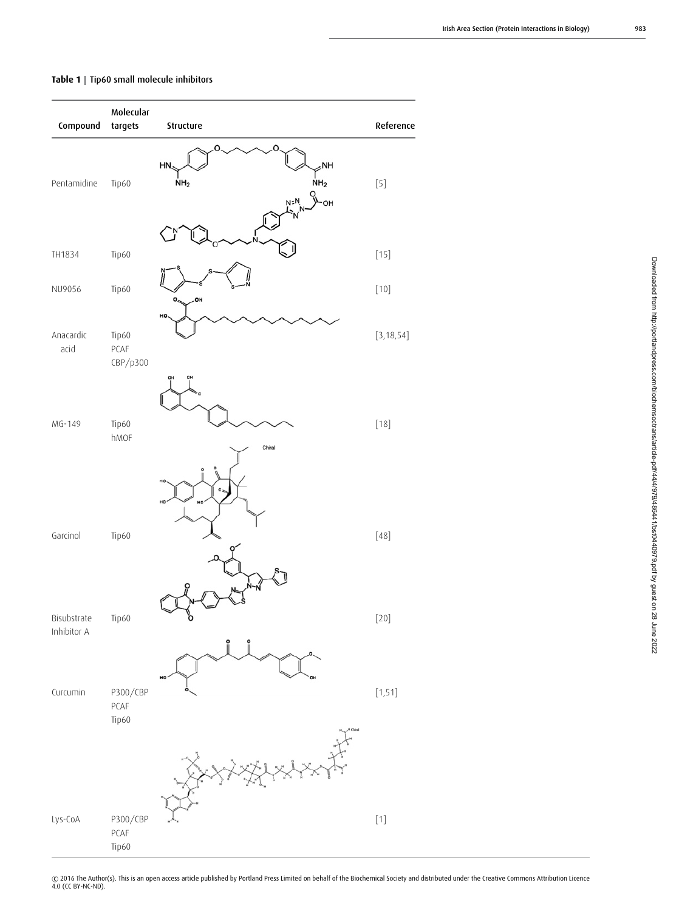**Table 1** | Tip60 small molecule inhibitors

| Compound | Molecular targets | Structure | Reference |
|---|---|---|---|
| Pentamidine | Tip60 | | [5] |
| TH1834 | Tip60 | | [15] |
| NU9056 | Tip60 | | [10] |
| Anacardic acid | Tip60 PCAF CBP/p300 | | [3,18,54] |
| MG-149 | Tip60 hMOF | | [18] |
| Garcinol | Tip60 | | [48] |
| Bisubstrate Inhibitor A | Tip60 | | [20] |
| Curcumin | P300/CBP PCAF Tip60 | | [1,51] |
| Lys-CoA | P300/CBP PCAF Tip60 | | [1] |

© 2016 The Author(s). This is an open access article published by Portland Press Limited on behalf of the Biochemical Society and distributed under the Creative Commons Attribution Licence 4.0 (CC BY-NC-ND).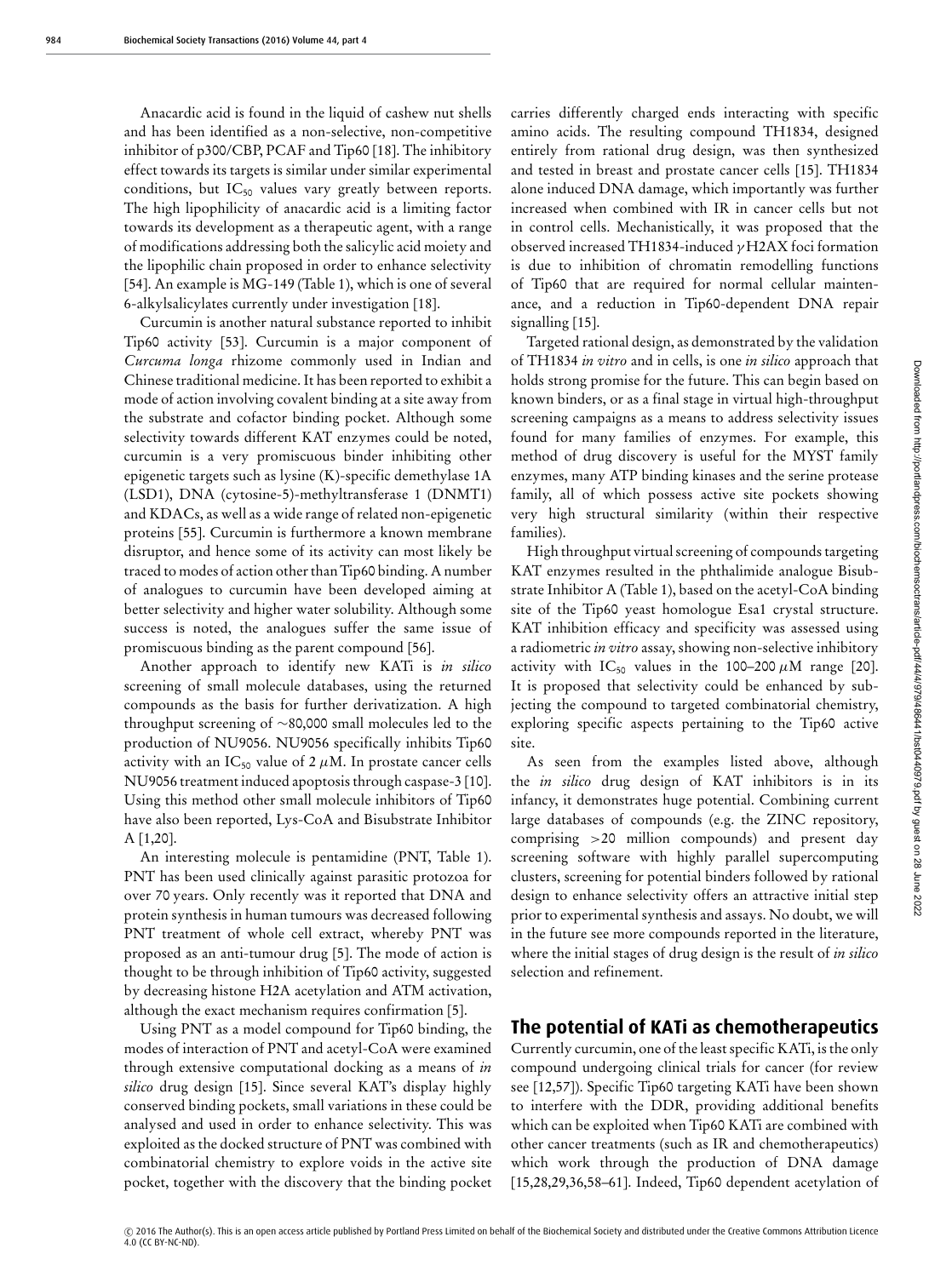Anacardic acid is found in the liquid of cashew nut shells and has been identified as a non-selective, non-competitive inhibitor of p300/CBP, PCAF and Tip60 [18]. The inhibitory effect towards its targets is similar under similar experimental conditions, but $IC_{50}$ values vary greatly between reports. The high lipophilicity of anacardic acid is a limiting factor towards its development as a therapeutic agent, with a range of modifications addressing both the salicylic acid moiety and the lipophilic chain proposed in order to enhance selectivity [54]. An example is MG-149 (Table 1), which is one of several 6-alkylsalicylates currently under investigation [18].

Curcumin is another natural substance reported to inhibit Tip60 activity [53]. Curcumin is a major component of *Curcuma longa* rhizome commonly used in Indian and Chinese traditional medicine. It has been reported to exhibit a mode of action involving covalent binding at a site away from the substrate and cofactor binding pocket. Although some selectivity towards different KAT enzymes could be noted, curcumin is a very promiscuous binder inhibiting other epigenetic targets such as lysine (K)-specific demethylase 1A (LSD1), DNA (cytosine-5)-methyltransferase 1 (DNMT1) and KDACs, as well as a wide range of related non-epigenetic proteins [55]. Curcumin is furthermore a known membrane disruptor, and hence some of its activity can most likely be traced to modes of action other than Tip60 binding. A number of analogues to curcumin have been developed aiming at better selectivity and higher water solubility. Although some success is noted, the analogues suffer the same issue of promiscuous binding as the parent compound [56].

Another approach to identify new KATi is *in silico* screening of small molecule databases, using the returned compounds as the basis for further derivatization. A high throughput screening of ~80,000 small molecules led to the production of NU9056. NU9056 specifically inhibits Tip60 activity with an $IC_{50}$ value of 2 $\mu$M. In prostate cancer cells NU9056 treatment induced apoptosis through caspase-3 [10]. Using this method other small molecule inhibitors of Tip60 have also been reported, Lys-CoA and Bisubstrate Inhibitor A [1,20].

An interesting molecule is pentamidine (PNT, Table 1). PNT has been used clinically against parasitic protozoa for over 70 years. Only recently was it reported that DNA and protein synthesis in human tumours was decreased following PNT treatment of whole cell extract, whereby PNT was proposed as an anti-tumour drug [5]. The mode of action is thought to be through inhibition of Tip60 activity, suggested by decreasing histone H2A acetylation and ATM activation, although the exact mechanism requires confirmation [5].

Using PNT as a model compound for Tip60 binding, the modes of interaction of PNT and acetyl-CoA were examined through extensive computational docking as a means of *in silico* drug design [15]. Since several KAT's display highly conserved binding pockets, small variations in these could be analysed and used in order to enhance selectivity. This was exploited as the docked structure of PNT was combined with combinatorial chemistry to explore voids in the active site pocket, together with the discovery that the binding pocket carries differently charged ends interacting with specific amino acids. The resulting compound TH1834, designed entirely from rational drug design, was then synthesized and tested in breast and prostate cancer cells [15]. TH1834 alone induced DNA damage, which importantly was further increased when combined with IR in cancer cells but not in control cells. Mechanistically, it was proposed that the observed increased TH1834-induced $\gamma$H2AX foci formation is due to inhibition of chromatin remodelling functions of Tip60 that are required for normal cellular maintenance, and a reduction in Tip60-dependent DNA repair signalling [15].

Targeted rational design, as demonstrated by the validation of TH1834 *in vitro* and in cells, is one *in silico* approach that holds strong promise for the future. This can begin based on known binders, or as a final stage in virtual high-throughput screening campaigns as a means to address selectivity issues found for many families of enzymes. For example, this method of drug discovery is useful for the MYST family enzymes, many ATP binding kinases and the serine protease family, all of which possess active site pockets showing very high structural similarity (within their respective families).

High throughput virtual screening of compounds targeting KAT enzymes resulted in the phthalimide analogue Bisubstrate Inhibitor A (Table 1), based on the acetyl-CoA binding site of the Tip60 yeast homologue Esa1 crystal structure. KAT inhibition efficacy and specificity was assessed using a radiometric *in vitro* assay, showing non-selective inhibitory activity with $IC_{50}$ values in the 100–200 $\mu$M range [20]. It is proposed that selectivity could be enhanced by subjecting the compound to targeted combinatorial chemistry, exploring specific aspects pertaining to the Tip60 active site.

As seen from the examples listed above, although the *in silico* drug design of KAT inhibitors is in its infancy, it demonstrates huge potential. Combining current large databases of compounds (e.g. the ZINC repository, comprising >20 million compounds) and present day screening software with highly parallel supercomputing clusters, screening for potential binders followed by rational design to enhance selectivity offers an attractive initial step prior to experimental synthesis and assays. No doubt, we will in the future see more compounds reported in the literature, where the initial stages of drug design is the result of *in silico* selection and refinement.

## The potential of KATi as chemotherapeutics

Currently curcumin, one of the least specific KATi, is the only compound undergoing clinical trials for cancer (for review see [12,57]). Specific Tip60 targeting KATi have been shown to interfere with the DDR, providing additional benefits which can be exploited when Tip60 KATi are combined with other cancer treatments (such as IR and chemotherapeutics) which work through the production of DNA damage [15,28,29,36,58–61]. Indeed, Tip60 dependent acetylation of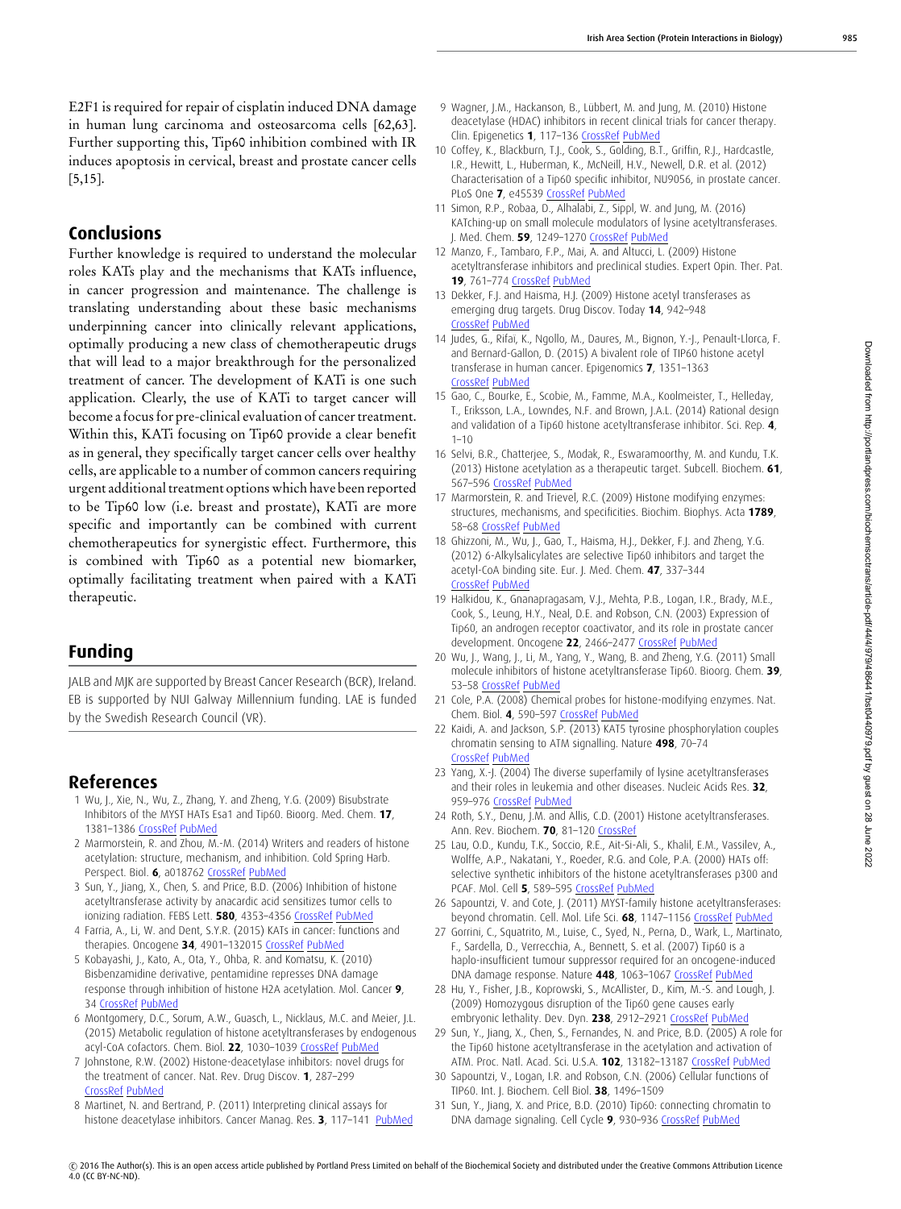E2F1 is required for repair of cisplatin induced DNA damage in human lung carcinoma and osteosarcoma cells [62,63]. Further supporting this, Tip60 inhibition combined with IR induces apoptosis in cervical, breast and prostate cancer cells [5,15].

## Conclusions

Further knowledge is required to understand the molecular roles KATs play and the mechanisms that KATs influence, in cancer progression and maintenance. The challenge is translating understanding about these basic mechanisms underpinning cancer into clinically relevant applications, optimally producing a new class of chemotherapeutic drugs that will lead to a major breakthrough for the personalized treatment of cancer. The development of KATi is one such application. Clearly, the use of KATi to target cancer will become a focus for pre-clinical evaluation of cancer treatment. Within this, KATi focusing on Tip60 provide a clear benefit as in general, they specifically target cancer cells over healthy cells, are applicable to a number of common cancers requiring urgent additional treatment options which have been reported to be Tip60 low (i.e. breast and prostate), KATi are more specific and importantly can be combined with current chemotherapeutics for synergistic effect. Furthermore, this is combined with Tip60 as a potential new biomarker, optimally facilitating treatment when paired with a KATi therapeutic.

## Funding

JALB and MJK are supported by Breast Cancer Research (BCR), Ireland. EB is supported by NUI Galway Millennium funding. LAE is funded by the Swedish Research Council (VR).

## References

1 Wu, J., Xie, N., Wu, Z., Zhang, Y. and Zheng, Y.G. (2009) Bisubstrate Inhibitors of the MYST HATs Esa1 and Tip60. Bioorg. Med. Chem. **17**, 1381–1386 CrossRef PubMed

2 Marmorstein, R. and Zhou, M.-M. (2014) Writers and readers of histone acetylation: structure, mechanism, and inhibition. Cold Spring Harb. Perspect. Biol. **6**, a018762 CrossRef PubMed

3 Sun, Y., Jiang, X., Chen, S. and Price, B.D. (2006) Inhibition of histone acetyltransferase activity by anacardic acid sensitizes tumor cells to ionizing radiation. FEBS Lett. **580**, 4353–4356 CrossRef PubMed

4 Farria, A., Li, W. and Dent, S.Y.R. (2015) KATs in cancer: functions and therapies. Oncogene **34**, 4901–132015 CrossRef PubMed

5 Kobayashi, J., Kato, A., Ota, Y., Ohba, R. and Komatsu, K. (2010) Bisbenzamidine derivative, pentamidine represses DNA damage response through inhibition of histone H2A acetylation. Mol. Cancer **9**, 34 CrossRef PubMed

6 Montgomery, D.C., Sorum, A.W., Guasch, L., Nicklaus, M.C. and Meier, J.L. (2015) Metabolic regulation of histone acetyltransferases by endogenous acyl-CoA cofactors. Chem. Biol. **22**, 1030–1039 CrossRef PubMed

7 Johnstone, R.W. (2002) Histone-deacetylase inhibitors: novel drugs for the treatment of cancer. Nat. Rev. Drug Discov. **1**, 287–299 CrossRef PubMed

8 Martinet, N. and Bertrand, P. (2011) Interpreting clinical assays for histone deacetylase inhibitors. Cancer Manag. Res. **3**, 117–141 PubMed

9 Wagner, J.M., Hackanson, B., Lübbert, M. and Jung, M. (2010) Histone deacetylase (HDAC) inhibitors in recent clinical trials for cancer therapy. Clin. Epigenetics **1**, 117–136 CrossRef PubMed

10 Coffey, K., Blackburn, T.J., Cook, S., Golding, B.T., Griffin, R.J., Hardcastle, I.R., Hewitt, L., Huberman, K., McNeill, H.V., Newell, D.R. et al. (2012) Characterisation of a Tip60 specific inhibitor, NU9056, in prostate cancer. PLoS One **7**, e45539 CrossRef PubMed

11 Simon, R.P., Robaa, D., Alhalabi, Z., Sippl, W. and Jung, M. (2016) KATching-up on small molecule modulators of lysine acetyltransferases. J. Med. Chem. **59**, 1249–1270 CrossRef PubMed

12 Manzo, F., Tambaro, F.P., Mai, A. and Altucci, L. (2009) Histone acetyltransferase inhibitors and preclinical studies. Expert Opin. Ther. Pat. **19**, 761–774 CrossRef PubMed

13 Dekker, F.J. and Haisma, H.J. (2009) Histone acetyl transferases as emerging drug targets. Drug Discov. Today **14**, 942–948 CrossRef PubMed

14 Judes, G., Rifai, K., Ngollo, M., Daures, M., Bignon, Y.-J., Penault-Llorca, F. and Bernard-Gallon, D. (2015) A bivalent role of TIP60 histone acetyl transferase in human cancer. Epigenomics **7**, 1351–1363 CrossRef PubMed

15 Gao, C., Bourke, E., Scobie, M., Famme, M.A., Koolmeister, T., Helleday, T., Eriksson, L.A., Lowndes, N.F. and Brown, J.A.L. (2014) Rational design and validation of a Tip60 histone acetyltransferase inhibitor. Sci. Rep. **4**, 1–10

16 Selvi, B.R., Chatterjee, S., Modak, R., Eswaramoorthy, M. and Kundu, T.K. (2013) Histone acetylation as a therapeutic target. Subcell. Biochem. **61**, 567–596 CrossRef PubMed

17 Marmorstein, R. and Trievel, R.C. (2009) Histone modifying enzymes: structures, mechanisms, and specificities. Biochim. Biophys. Acta **1789**, 58–68 CrossRef PubMed

18 Ghizzoni, M., Wu, J., Gao, T., Haisma, H.J., Dekker, F.J. and Zheng, Y.G. (2012) 6-Alkylsalicylates are selective Tip60 inhibitors and target the acetyl-CoA binding site. Eur. J. Med. Chem. **47**, 337–344 CrossRef PubMed

19 Halkidou, K., Gnanapragasam, V.J., Mehta, P.B., Logan, I.R., Brady, M.E., Cook, S., Leung, H.Y., Neal, D.E. and Robson, C.N. (2003) Expression of Tip60, an androgen receptor coactivator, and its role in prostate cancer development. Oncogene **22**, 2466–2477 CrossRef PubMed

20 Wu, J., Wang, J., Li, M., Yang, Y., Wang, B. and Zheng, Y.G. (2011) Small molecule inhibitors of histone acetyltransferase Tip60. Bioorg. Chem. **39**, 53–58 CrossRef PubMed

21 Cole, P.A. (2008) Chemical probes for histone-modifying enzymes. Nat. Chem. Biol. **4**, 590–597 CrossRef PubMed

22 Kaidi, A. and Jackson, S.P. (2013) KAT5 tyrosine phosphorylation couples chromatin sensing to ATM signalling. Nature **498**, 70–74 CrossRef PubMed

23 Yang, X.-J. (2004) The diverse superfamily of lysine acetyltransferases and their roles in leukemia and other diseases. Nucleic Acids Res. **32**, 959–976 CrossRef PubMed

24 Roth, S.Y., Denu, J.M. and Allis, C.D. (2001) Histone acetyltransferases. Ann. Rev. Biochem. **70**, 81–120 CrossRef

25 Lau, O.D., Kundu, T.K., Soccio, R.E., Ait-Si-Ali, S., Khalil, E.M., Vassilev, A., Wolffe, A.P., Nakatani, Y., Roeder, R.G. and Cole, P.A. (2000) HATs off: selective synthetic inhibitors of the histone acetyltransferases p300 and PCAF. Mol. Cell **5**, 589–595 CrossRef PubMed

26 Sapountzi, V. and Cote, J. (2011) MYST-family histone acetyltransferases: beyond chromatin. Cell. Mol. Life Sci. **68**, 1147–1156 CrossRef PubMed

27 Gorrini, C., Squatrito, M., Luise, C., Syed, N., Perna, D., Wark, L., Martinato, F., Sardella, D., Verrecchia, A., Bennett, S. et al. (2007) Tip60 is a haplo-insufficient tumour suppressor required for an oncogene-induced DNA damage response. Nature **448**, 1063–1067 CrossRef PubMed

28 Hu, Y., Fisher, J.B., Koprowski, S., McAllister, D., Kim, M.-S. and Lough, J. (2009) Homozygous disruption of the Tip60 gene causes early embryonic lethality. Dev. Dyn. **238**, 2912–2921 CrossRef PubMed

29 Sun, Y., Jiang, X., Chen, S., Fernandes, N. and Price, B.D. (2005) A role for the Tip60 histone acetyltransferase in the acetylation and activation of ATM. Proc. Natl. Acad. Sci. U.S.A. **102**, 13182–13187 CrossRef PubMed

30 Sapountzi, V., Logan, I.R. and Robson, C.N. (2006) Cellular functions of TIP60. Int. J. Biochem. Cell Biol. **38**, 1496–1509

31 Sun, Y., Jiang, X. and Price, B.D. (2010) Tip60: connecting chromatin to DNA damage signaling. Cell Cycle **9**, 930–936 CrossRef PubMed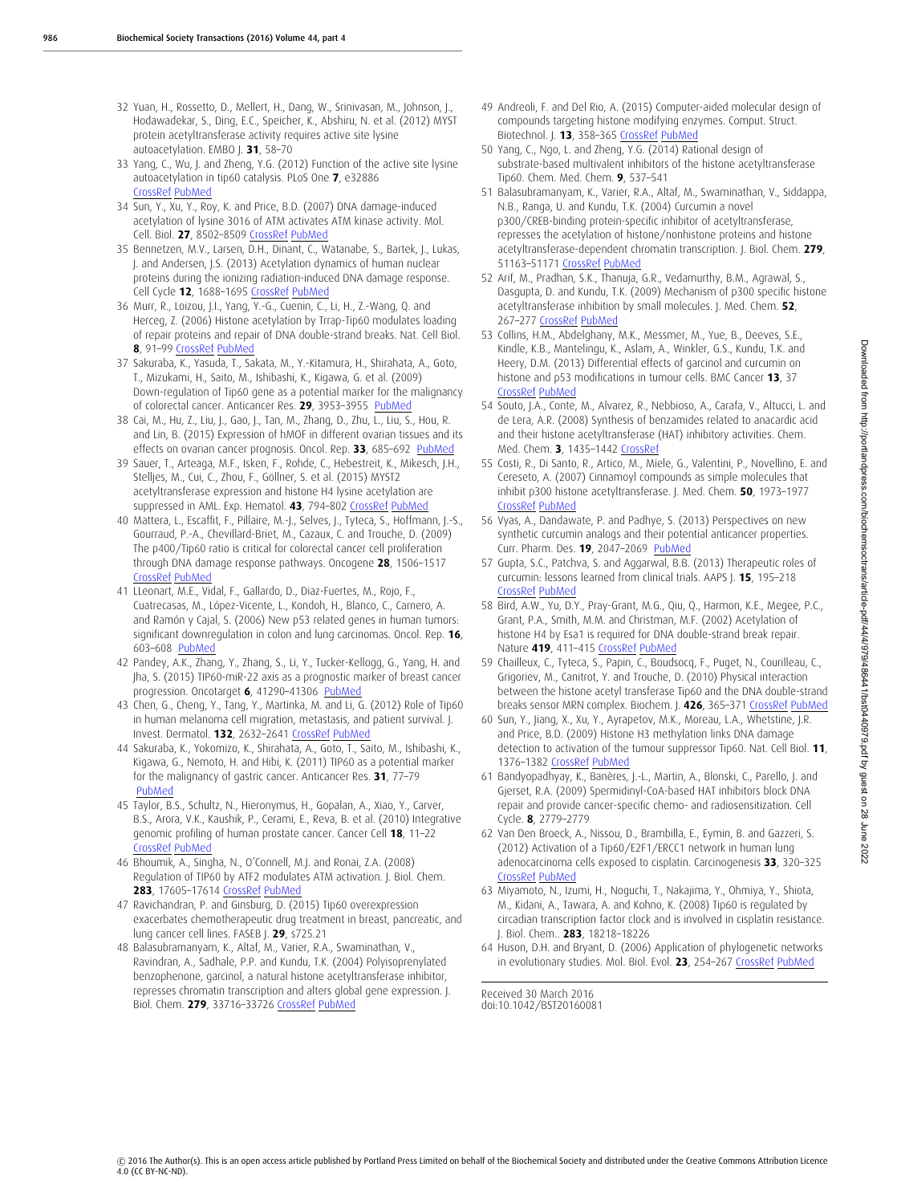32 Yuan, H., Rossetto, D., Mellert, H., Dang, W., Srinivasan, M., Johnson, J., Hodawadekar, S., Ding, E.C., Speicher, K., Abshiru, N. et al. (2012) MYST protein acetyltransferase activity requires active site lysine autoacetylation. EMBO J. **31**, 58–70

33 Yang, C., Wu, J. and Zheng, Y.G. (2012) Function of the active site lysine autoacetylation in tip60 catalysis. PLoS One **7**, e32886 CrossRef PubMed

34 Sun, Y., Xu, Y., Roy, K. and Price, B.D. (2007) DNA damage-induced acetylation of lysine 3016 of ATM activates ATM kinase activity. Mol. Cell. Biol. **27**, 8502–8509 CrossRef PubMed

35 Bennetzen, M.V., Larsen, D.H., Dinant, C., Watanabe, S., Bartek, J., Lukas, J. and Andersen, J.S. (2013) Acetylation dynamics of human nuclear proteins during the ionizing radiation-induced DNA damage response. Cell Cycle **12**, 1688–1695 CrossRef PubMed

36 Murr, R., Loizou, J.I., Yang, Y.-G., Cuenin, C., Li, H., Z.-Wang, Q. and Herceg, Z. (2006) Histone acetylation by Trrap-Tip60 modulates loading of repair proteins and repair of DNA double-strand breaks. Nat. Cell Biol. **8**, 91–99 CrossRef PubMed

37 Sakuraba, K., Yasuda, T., Sakata, M., Y.-Kitamura, H., Shirahata, A., Goto, T., Mizukami, H., Saito, M., Ishibashi, K., Kigawa, G. et al. (2009) Down-regulation of Tip60 gene as a potential marker for the malignancy of colorectal cancer. Anticancer Res. **29**, 3953–3955 PubMed

38 Cai, M., Hu, Z., Liu, J., Gao, J., Tan, M., Zhang, D., Zhu, L., Liu, S., Hou, R. and Lin, B. (2015) Expression of hMOF in different ovarian tissues and its effects on ovarian cancer prognosis. Oncol. Rep. **33**, 685–692 PubMed

39 Sauer, T., Arteaga, M.F., Isken, F., Rohde, C., Hebestreit, K., Mikesch, J.H., Stelljes, M., Cui, C., Zhou, F., Göllner, S. et al. (2015) MYST2 acetyltransferase expression and histone H4 lysine acetylation are suppressed in AML. Exp. Hematol. **43**, 794–802 CrossRef PubMed

40 Mattera, L., Escaffit, F., Pillaire, M.-J., Selves, J., Tyteca, S., Hoffmann, J.-S., Gourraud, P.-A., Chevillard-Briet, M., Cazaux, C. and Trouche, D. (2009) The p400/Tip60 ratio is critical for colorectal cancer cell proliferation through DNA damage response pathways. Oncogene **28**, 1506–1517 CrossRef PubMed

41 LLeonart, M.E., Vidal, F., Gallardo, D., Diaz-Fuertes, M., Rojo, F., Cuatrecasas, M., López-Vicente, L., Kondoh, H., Blanco, C., Carnero, A. and Ramón y Cajal, S. (2006) New p53 related genes in human tumors: significant downregulation in colon and lung carcinomas. Oncol. Rep. **16**, 603–608 PubMed

42 Pandey, A.K., Zhang, Y., Zhang, S., Li, Y., Tucker-Kellogg, G., Yang, H. and Jha, S. (2015) TIP60-miR-22 axis as a prognostic marker of breast cancer progression. Oncotarget **6**, 41290–41306 PubMed

43 Chen, G., Cheng, Y., Tang, Y., Martinka, M. and Li, G. (2012) Role of Tip60 in human melanoma cell migration, metastasis, and patient survival. J. Invest. Dermatol. **132**, 2632–2641 CrossRef PubMed

44 Sakuraba, K., Yokomizo, K., Shirahata, A., Goto, T., Saito, M., Ishibashi, K., Kigawa, G., Nemoto, H. and Hibi, K. (2011) TIP60 as a potential marker for the malignancy of gastric cancer. Anticancer Res. **31**, 77–79 PubMed

45 Taylor, B.S., Schultz, N., Hieronymus, H., Gopalan, A., Xiao, Y., Carver, B.S., Arora, V.K., Kaushik, P., Cerami, E., Reva, B. et al. (2010) Integrative genomic profiling of human prostate cancer. Cancer Cell **18**, 11–22 CrossRef PubMed

46 Bhoumik, A., Singha, N., O'Connell, M.J. and Ronai, Z.A. (2008) Regulation of TIP60 by ATF2 modulates ATM activation. J. Biol. Chem. **283**, 17605–17614 CrossRef PubMed

47 Ravichandran, P. and Ginsburg, D. (2015) Tip60 overexpression exacerbates chemotherapeutic drug treatment in breast, pancreatic, and lung cancer cell lines. FASEB J. **29**, s725.21

48 Balasubramanyam, K., Altaf, M., Varier, R.A., Swaminathan, V., Ravindran, A., Sadhale, P.P. and Kundu, T.K. (2004) Polyisoprenylated benzophenone, garcinol, a natural histone acetyltransferase inhibitor, represses chromatin transcription and alters global gene expression. J. Biol. Chem. **279**, 33716–33726 CrossRef PubMed

49 Andreoli, F. and Del Rio, A. (2015) Computer-aided molecular design of compounds targeting histone modifying enzymes. Comput. Struct. Biotechnol. J. **13**, 358–365 CrossRef PubMed

50 Yang, C., Ngo, L. and Zheng, Y.G. (2014) Rational design of substrate-based multivalent inhibitors of the histone acetyltransferase Tip60. Chem. Med. Chem. **9**, 537–541

51 Balasubramanyam, K., Varier, R.A., Altaf, M., Swaminathan, V., Siddappa, N.B., Ranga, U. and Kundu, T.K. (2004) Curcumin a novel p300/CREB-binding protein-specific inhibitor of acetyltransferase, represses the acetylation of histone/nonhistone proteins and histone acetyltransferase-dependent chromatin transcription. J. Biol. Chem. **279**, 51163–51171 CrossRef PubMed

52 Arif, M., Pradhan, S.K., Thanuja, G.R., Vedamurthy, B.M., Agrawal, S., Dasgupta, D. and Kundu, T.K. (2009) Mechanism of p300 specific histone acetyltransferase inhibition by small molecules. J. Med. Chem. **52**, 267–277 CrossRef PubMed

53 Collins, H.M., Abdelghany, M.K., Messmer, M., Yue, B., Deeves, S.E., Kindle, K.B., Mantelingu, K., Aslam, A., Winkler, G.S., Kundu, T.K. and Heery, D.M. (2013) Differential effects of garcinol and curcumin on histone and p53 modifications in tumour cells. BMC Cancer **13**, 37 CrossRef PubMed

54 Souto, J.A., Conte, M., Alvarez, R., Nebbioso, A., Carafa, V., Altucci, L. and de Lera, A.R. (2008) Synthesis of benzamides related to anacardic acid and their histone acetyltransferase (HAT) inhibitory activities. Chem. Med. Chem. **3**, 1435–1442 CrossRef

55 Costi, R., Di Santo, R., Artico, M., Miele, G., Valentini, P., Novellino, E. and Cereseto, A. (2007) Cinnamoyl compounds as simple molecules that inhibit p300 histone acetyltransferase. J. Med. Chem. **50**, 1973–1977 CrossRef PubMed

56 Vyas, A., Dandawate, P. and Padhye, S. (2013) Perspectives on new synthetic curcumin analogs and their potential anticancer properties. Curr. Pharm. Des. **19**, 2047–2069 PubMed

57 Gupta, S.C., Patchva, S. and Aggarwal, B.B. (2013) Therapeutic roles of curcumin: lessons learned from clinical trials. AAPS J. **15**, 195–218 CrossRef PubMed

58 Bird, A.W., Yu, D.Y., Pray-Grant, M.G., Qiu, Q., Harmon, K.E., Megee, P.C., Grant, P.A., Smith, M.M. and Christman, M.F. (2002) Acetylation of histone H4 by Esa1 is required for DNA double-strand break repair. Nature **419**, 411–415 CrossRef PubMed

59 Chailleux, C., Tyteca, S., Papin, C., Boudsocq, F., Puget, N., Courilleau, C., Grigoriev, M., Canitrot, Y. and Trouche, D. (2010) Physical interaction between the histone acetyl transferase Tip60 and the DNA double-strand breaks sensor MRN complex. Biochem. J. **426**, 365–371 CrossRef PubMed

60 Sun, Y., Jiang, X., Xu, Y., Ayrapetov, M.K., Moreau, L.A., Whetstine, J.R. and Price, B.D. (2009) Histone H3 methylation links DNA damage detection to activation of the tumour suppressor Tip60. Nat. Cell Biol. **11**, 1376–1382 CrossRef PubMed

61 Bandyopadhyay, K., Banères, J.-L., Martin, A., Blonski, C., Parello, J. and Gjerset, R.A. (2009) Spermidinyl-CoA-based HAT inhibitors block DNA repair and provide cancer-specific chemo- and radiosensitization. Cell Cycle. **8**, 2779–2779

62 Van Den Broeck, A., Nissou, D., Brambilla, E., Eymin, B. and Gazzeri, S. (2012) Activation of a Tip60/E2F1/ERCC1 network in human lung adenocarcinoma cells exposed to cisplatin. Carcinogenesis **33**, 320–325 CrossRef PubMed

63 Miyamoto, N., Izumi, H., Noguchi, T., Nakajima, Y., Ohmiya, Y., Shiota, M., Kidani, A., Tawara, A. and Kohno, K. (2008) Tip60 is regulated by circadian transcription factor clock and is involved in cisplatin resistance. J. Biol. Chem.. **283**, 18218–18226

64 Huson, D.H. and Bryant, D. (2006) Application of phylogenetic networks in evolutionary studies. Mol. Biol. Evol. **23**, 254–267 CrossRef PubMed

Received 30 March 2016
doi:10.1042/BST20160081

© 2016 The Author(s). This is an open access article published by Portland Press Limited on behalf of the Biochemical Society and distributed under the Creative Commons Attribution Licence 4.0 (CC BY-NC-ND).